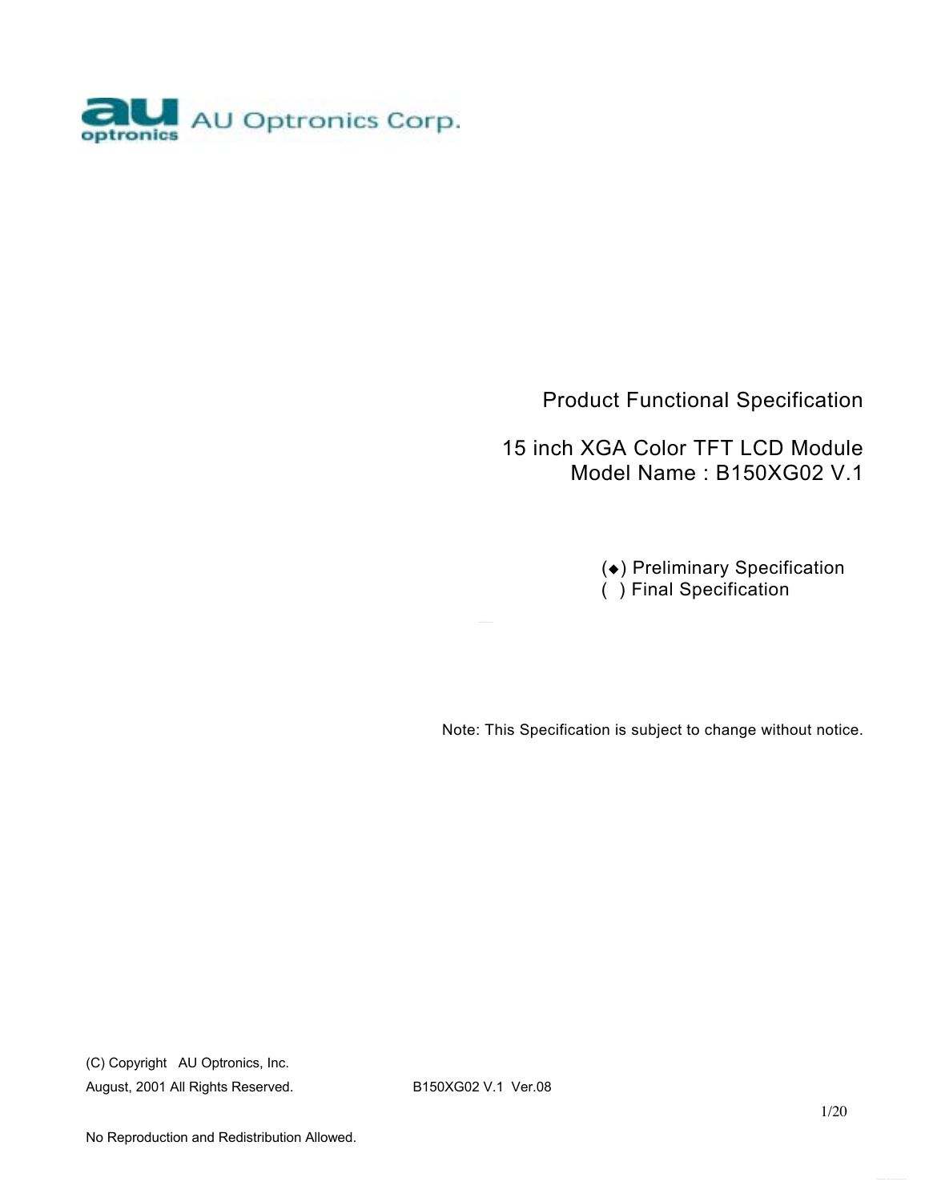AU Optronics Corp.

# Product Functional Specification

## 15 inch XGA Color TFT LCD Module
## Model Name : B150XG02 V.1

(◆) Preliminary Specification
( ) Final Specification

Note: This Specification is subject to change without notice.

(C) Copyright AU Optronics, Inc.
August, 2001 All Rights Reserved. B150XG02 V.1 Ver.08

No Reproduction and Redistribution Allowed.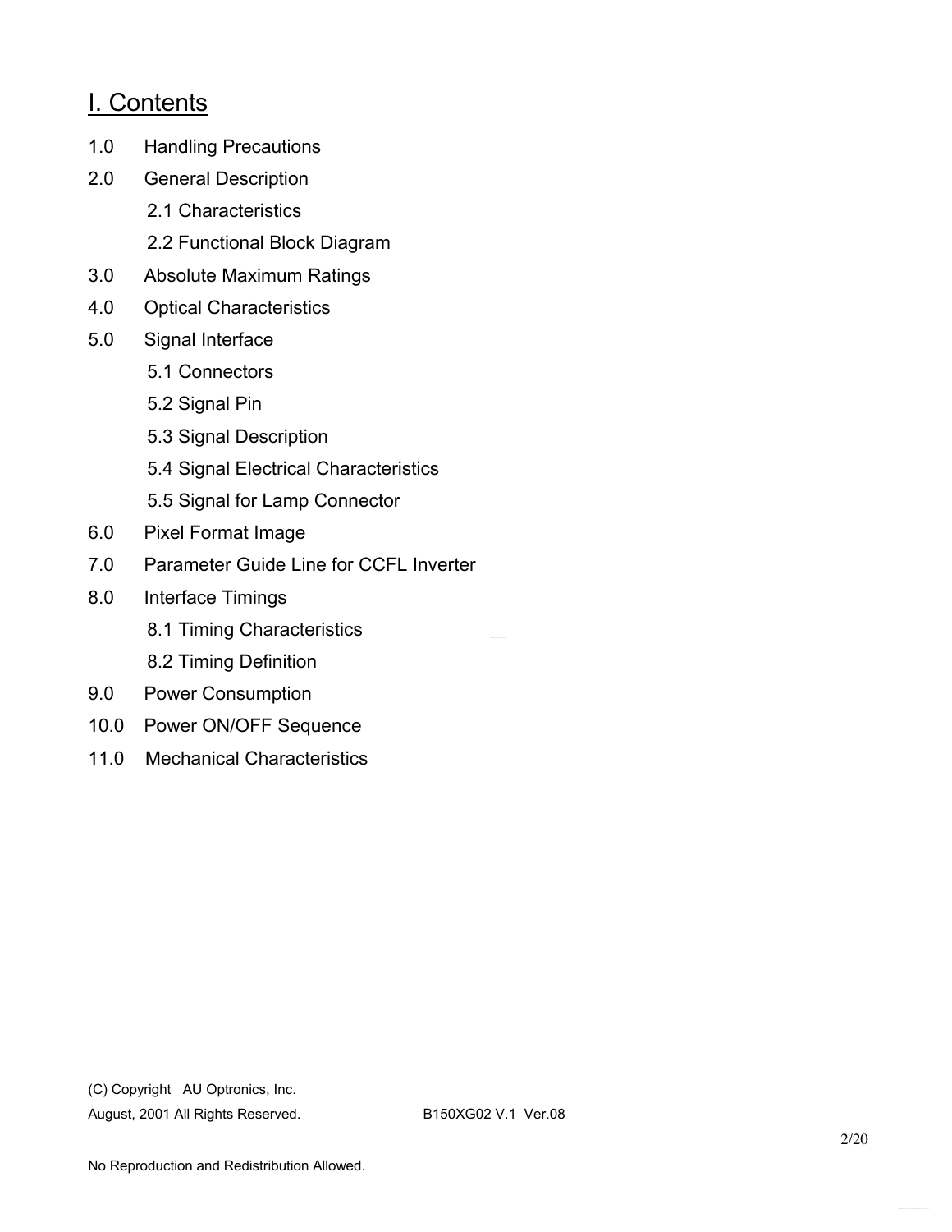# I. Contents

1.0 Handling Precautions

2.0 General Description

- 2.1 Characteristics
- 2.2 Functional Block Diagram

3.0 Absolute Maximum Ratings

4.0 Optical Characteristics

5.0 Signal Interface

- 5.1 Connectors
- 5.2 Signal Pin
- 5.3 Signal Description
- 5.4 Signal Electrical Characteristics
- 5.5 Signal for Lamp Connector

6.0 Pixel Format Image

7.0 Parameter Guide Line for CCFL Inverter

8.0 Interface Timings

- 8.1 Timing Characteristics
- 8.2 Timing Definition

9.0 Power Consumption

10.0 Power ON/OFF Sequence

11.0 Mechanical Characteristics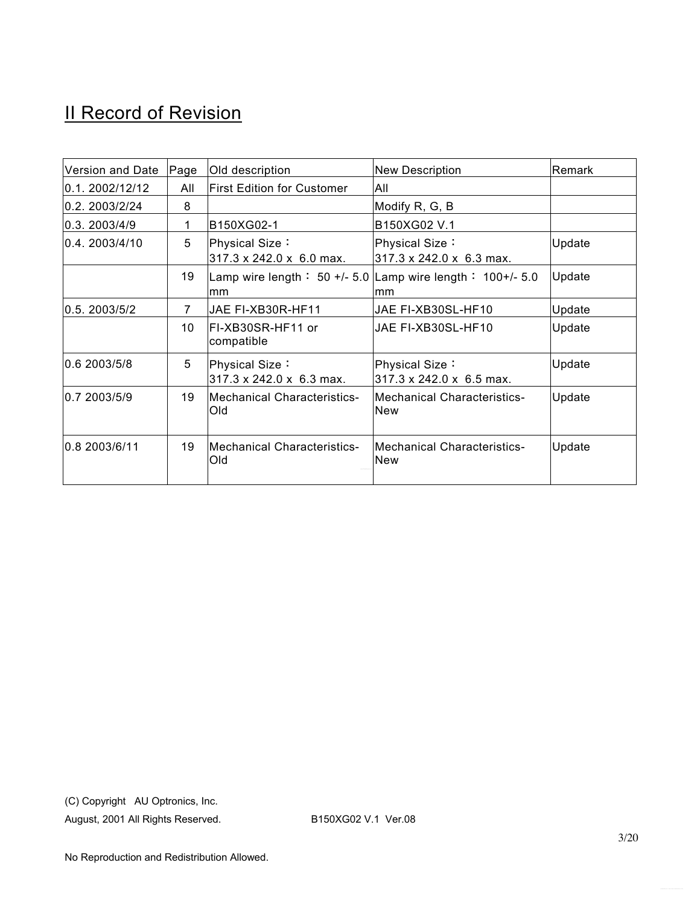## II Record of Revision

| Version and Date | Page | Old description | New Description | Remark |
|---|---|---|---|---|
| 0.1. 2002/12/12 | All | First Edition for Customer | All | |
| 0.2. 2003/2/24 | 8 | | Modify R, G, B | |
| 0.3. 2003/4/9 | 1 | B150XG02-1 | B150XG02 V.1 | |
| 0.4. 2003/4/10 | 5 | Physical Size：317.3 x 242.0 x 6.0 max. | Physical Size：317.3 x 242.0 x 6.3 max. | Update |
| | 19 | Lamp wire length： 50 +/- 5.0 mm | Lamp wire length： 100+/- 5.0 mm | Update |
| 0.5. 2003/5/2 | 7 | JAE FI-XB30R-HF11 | JAE FI-XB30SL-HF10 | Update |
| | 10 | FI-XB30SR-HF11 or compatible | JAE FI-XB30SL-HF10 | Update |
| 0.6 2003/5/8 | 5 | Physical Size：317.3 x 242.0 x 6.3 max. | Physical Size：317.3 x 242.0 x 6.5 max. | Update |
| 0.7 2003/5/9 | 19 | Mechanical Characteristics-Old | Mechanical Characteristics-New | Update |
| 0.8 2003/6/11 | 19 | Mechanical Characteristics-Old | Mechanical Characteristics-New | Update |

(C) Copyright AU Optronics, Inc.
August, 2001 All Rights Reserved. B150XG02 V.1 Ver.08

No Reproduction and Redistribution Allowed.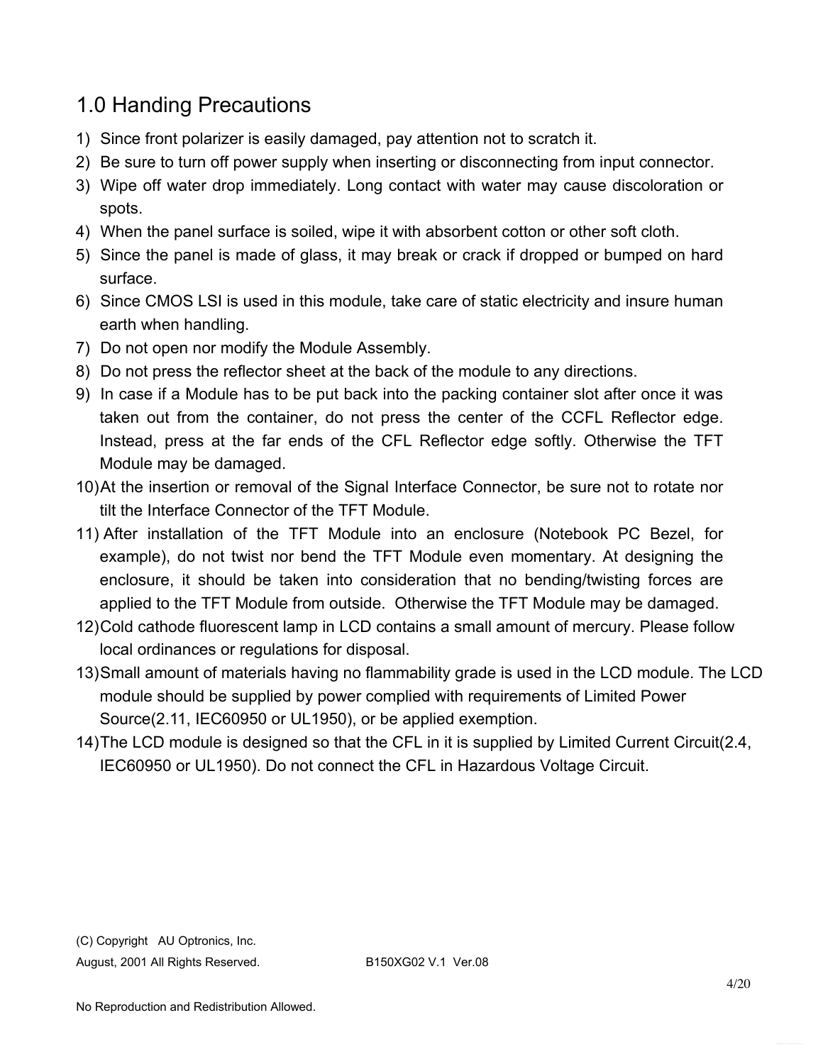## 1.0 Handing Precautions

1) Since front polarizer is easily damaged, pay attention not to scratch it.
2) Be sure to turn off power supply when inserting or disconnecting from input connector.
3) Wipe off water drop immediately. Long contact with water may cause discoloration or spots.
4) When the panel surface is soiled, wipe it with absorbent cotton or other soft cloth.
5) Since the panel is made of glass, it may break or crack if dropped or bumped on hard surface.
6) Since CMOS LSI is used in this module, take care of static electricity and insure human earth when handling.
7) Do not open nor modify the Module Assembly.
8) Do not press the reflector sheet at the back of the module to any directions.
9) In case if a Module has to be put back into the packing container slot after once it was taken out from the container, do not press the center of the CCFL Reflector edge. Instead, press at the far ends of the CFL Reflector edge softly. Otherwise the TFT Module may be damaged.
10) At the insertion or removal of the Signal Interface Connector, be sure not to rotate nor tilt the Interface Connector of the TFT Module.
11) After installation of the TFT Module into an enclosure (Notebook PC Bezel, for example), do not twist nor bend the TFT Module even momentary. At designing the enclosure, it should be taken into consideration that no bending/twisting forces are applied to the TFT Module from outside. Otherwise the TFT Module may be damaged.
12) Cold cathode fluorescent lamp in LCD contains a small amount of mercury. Please follow local ordinances or regulations for disposal.
13) Small amount of materials having no flammability grade is used in the LCD module. The LCD module should be supplied by power complied with requirements of Limited Power Source(2.11, IEC60950 or UL1950), or be applied exemption.
14) The LCD module is designed so that the CFL in it is supplied by Limited Current Circuit(2.4, IEC60950 or UL1950). Do not connect the CFL in Hazardous Voltage Circuit.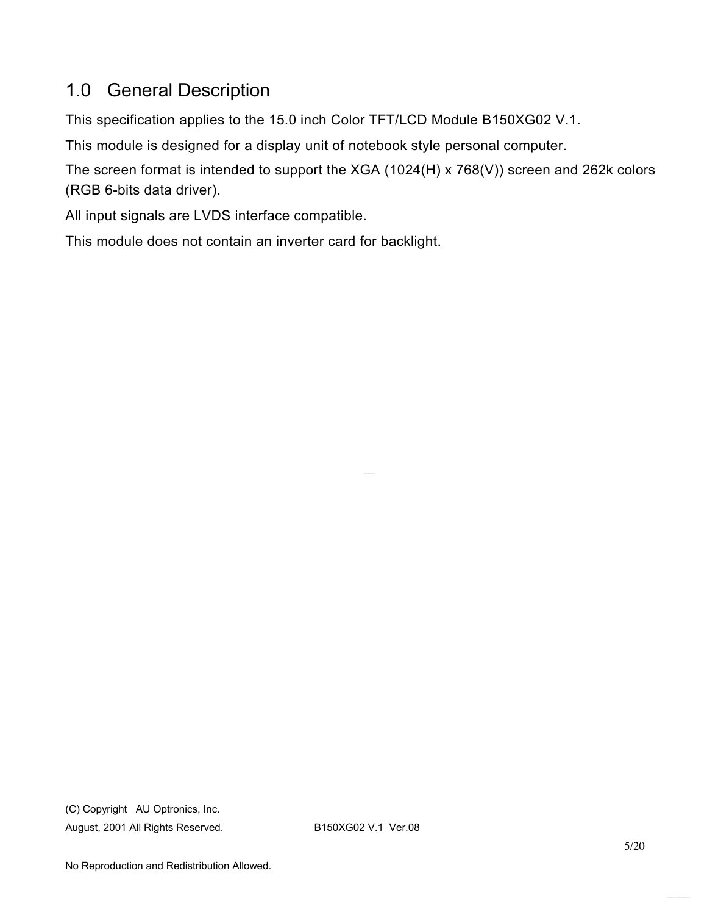# 1.0 General Description

This specification applies to the 15.0 inch Color TFT/LCD Module B150XG02 V.1.

This module is designed for a display unit of notebook style personal computer.

The screen format is intended to support the XGA (1024(H) x 768(V)) screen and 262k colors (RGB 6-bits data driver).

All input signals are LVDS interface compatible.

This module does not contain an inverter card for backlight.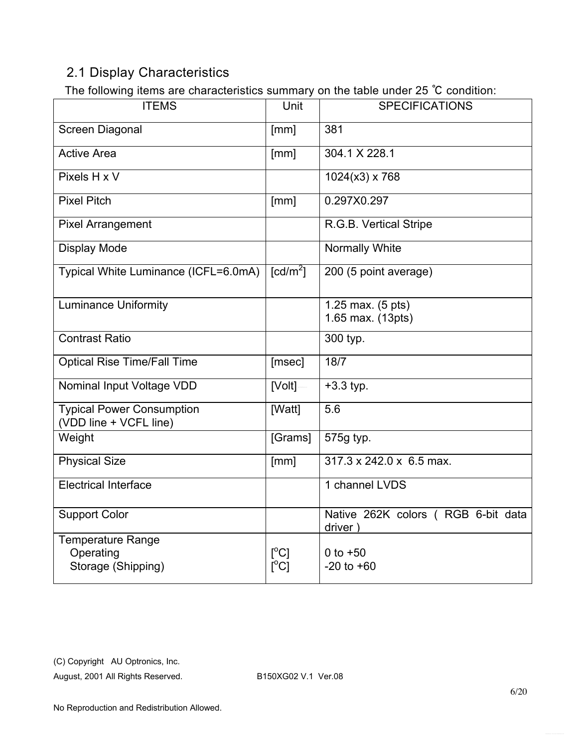## 2.1 Display Characteristics

The following items are characteristics summary on the table under 25 ℃ condition:

| ITEMS | Unit | SPECIFICATIONS |
|---|---|---|
| Screen Diagonal | [mm] | 381 |
| Active Area | [mm] | 304.1 X 228.1 |
| Pixels H x V | | 1024(x3) x 768 |
| Pixel Pitch | [mm] | 0.297X0.297 |
| Pixel Arrangement | | R.G.B. Vertical Stripe |
| Display Mode | | Normally White |
| Typical White Luminance (ICFL=6.0mA) | [cd/m$^2$] | 200 (5 point average) |
| Luminance Uniformity | | 1.25 max. (5 pts)<br>1.65 max. (13pts) |
| Contrast Ratio | | 300 typ. |
| Optical Rise Time/Fall Time | [msec] | 18/7 |
| Nominal Input Voltage VDD | [Volt] | +3.3 typ. |
| Typical Power Consumption (VDD line + VCFL line) | [Watt] | 5.6 |
| Weight | [Grams] | 575g typ. |
| Physical Size | [mm] | 317.3 x 242.0 x 6.5 max. |
| Electrical Interface | | 1 channel LVDS |
| Support Color | | Native 262K colors ( RGB 6-bit data driver ) |
| Temperature Range<br>Operating<br>Storage (Shipping) | <br>[$^o$C]<br>[$^o$C] | <br>0 to +50<br>-20 to +60 |

(C) Copyright AU Optronics, Inc.
August, 2001 All Rights Reserved. B150XG02 V.1 Ver.08

No Reproduction and Redistribution Allowed.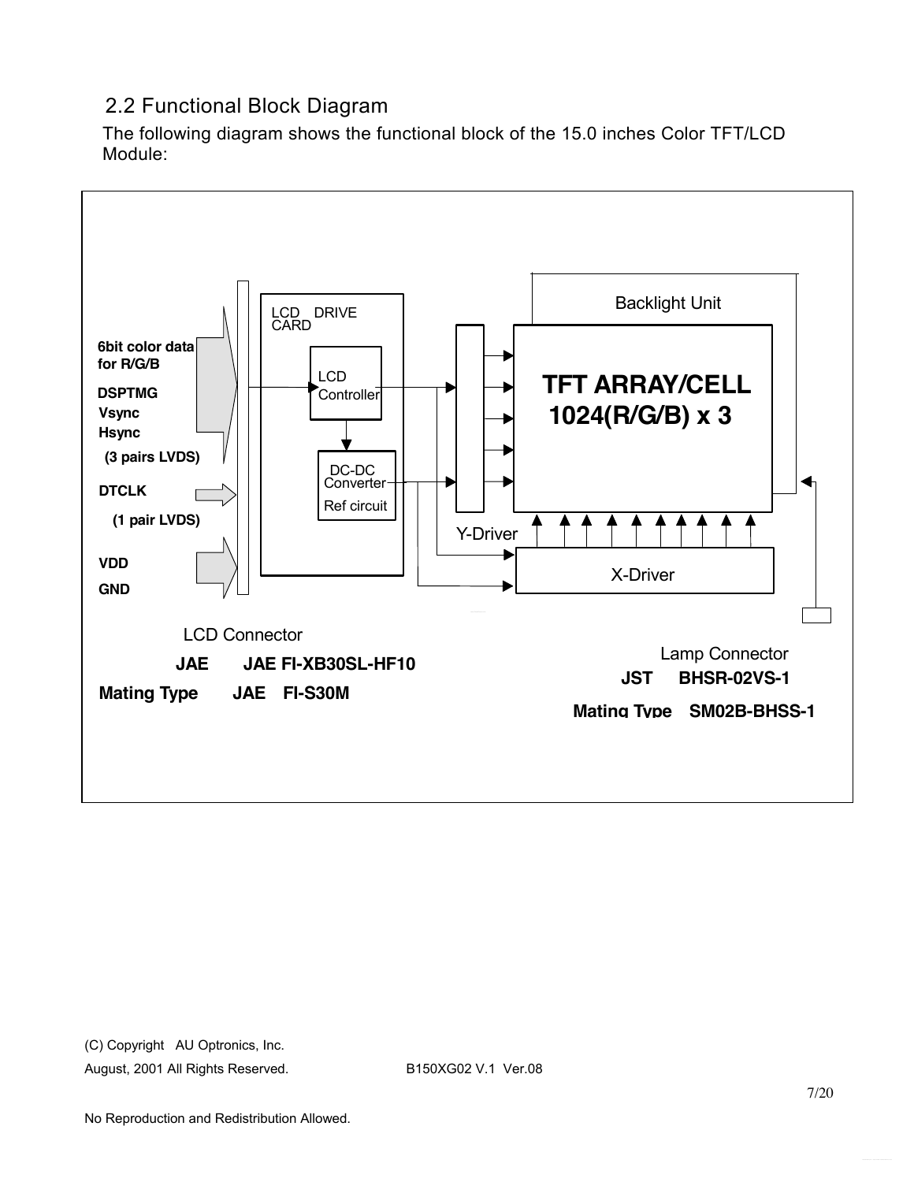## 2.2 Functional Block Diagram

The following diagram shows the functional block of the 15.0 inches Color TFT/LCD Module:

**6bit color data for R/G/B**

**DSPTMG**

**Vsync**

**Hsync**

**(3 pairs LVDS)**

**DTCLK**

**(1 pair LVDS)**

**VDD**

**GND**

LCD DRIVE CARD

LCD Controller

DC-DC Converter

Ref circuit

Y-Driver

Backlight Unit

**TFT ARRAY/CELL 1024(R/G/B) x 3**

X-Driver

LCD Connector

**JAE JAE FI-XB30SL-HF10**

**Mating Type JAE FI-S30M**

Lamp Connector

**JST BHSR-02VS-1**

**Mating Type SM02B-BHSS-1**

(C) Copyright AU Optronics, Inc.

August, 2001 All Rights Reserved. B150XG02 V.1 Ver.08

No Reproduction and Redistribution Allowed.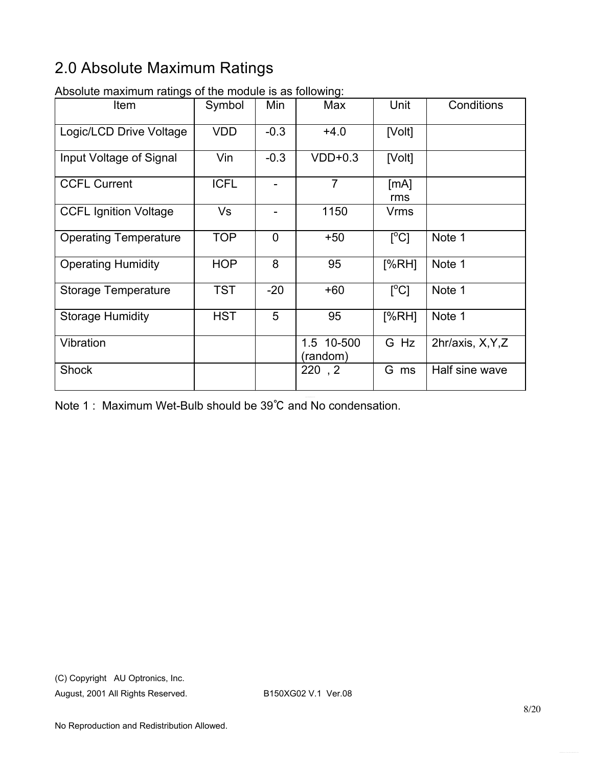## 2.0 Absolute Maximum Ratings

Absolute maximum ratings of the module is as following:

| Item | Symbol | Min | Max | Unit | Conditions |
|---|---|---|---|---|---|
| Logic/LCD Drive Voltage | VDD | -0.3 | +4.0 | [Volt] | |
| Input Voltage of Signal | Vin | -0.3 | VDD+0.3 | [Volt] | |
| CCFL Current | ICFL | - | 7 | [mA] rms | |
| CCFL Ignition Voltage | Vs | - | 1150 | Vrms | |
| Operating Temperature | TOP | 0 | +50 | [$^{o}$C] | Note 1 |
| Operating Humidity | HOP | 8 | 95 | [%RH] | Note 1 |
| Storage Temperature | TST | -20 | +60 | [$^{o}$C] | Note 1 |
| Storage Humidity | HST | 5 | 95 | [%RH] | Note 1 |
| Vibration | | | 1.5 10-500 (random) | G Hz | 2hr/axis, X,Y,Z |
| Shock | | | 220 , 2 | G ms | Half sine wave |

Note 1 : Maximum Wet-Bulb should be 39℃ and No condensation.

(C) Copyright AU Optronics, Inc.
August, 2001 All Rights Reserved. B150XG02 V.1 Ver.08

No Reproduction and Redistribution Allowed.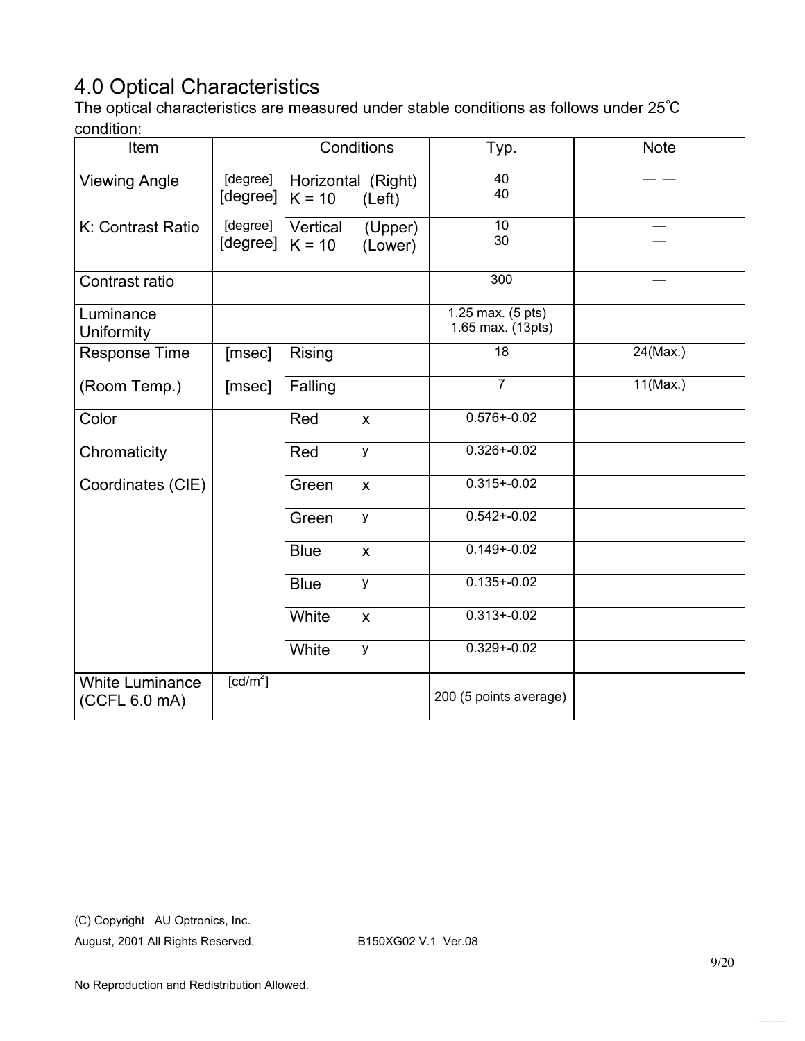# 4.0 Optical Characteristics

The optical characteristics are measured under stable conditions as follows under 25℃ condition:

| Item | | Conditions | Typ. | Note |
|---|---|---|---|---|
| Viewing Angle | [degree]<br>[degree] | Horizontal (Right)<br>K = 10 (Left) | 40<br>40 | — — |
| K: Contrast Ratio | [degree]<br>[degree] | Vertical (Upper)<br>K = 10 (Lower) | 10<br>30 | —<br>— |
| Contrast ratio | | | 300 | — |
| Luminance Uniformity | | | 1.25 max. (5 pts)<br>1.65 max. (13pts) | |
| Response Time | [msec] | Rising | 18 | 24(Max.) |
| (Room Temp.) | [msec] | Falling | 7 | 11(Max.) |
| Color | | Red x | 0.576+-0.02 | |
| Chromaticity | | Red y | 0.326+-0.02 | |
| Coordinates (CIE) | | Green x | 0.315+-0.02 | |
| | | Green y | 0.542+-0.02 | |
| | | Blue x | 0.149+-0.02 | |
| | | Blue y | 0.135+-0.02 | |
| | | White x | 0.313+-0.02 | |
| | | White y | 0.329+-0.02 | |
| White Luminance (CCFL 6.0 mA) | [cd/m$^2$] | | 200 (5 points average) | |

(C) Copyright AU Optronics, Inc.
August, 2001 All Rights Reserved. B150XG02 V.1 Ver.08

No Reproduction and Redistribution Allowed.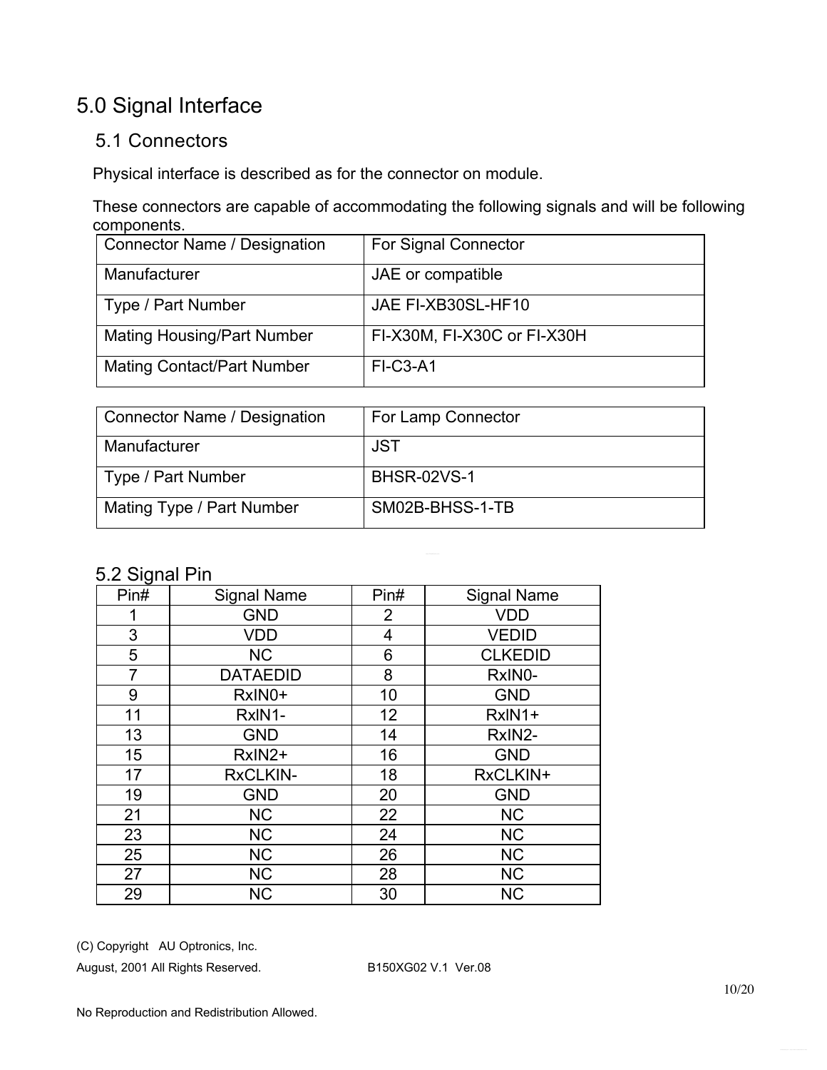# 5.0 Signal Interface

## 5.1 Connectors

Physical interface is described as for the connector on module.

These connectors are capable of accommodating the following signals and will be following components.

| Connector Name / Designation | For Signal Connector |
|---|---|
| Manufacturer | JAE or compatible |
| Type / Part Number | JAE FI-XB30SL-HF10 |
| Mating Housing/Part Number | FI-X30M, FI-X30C or FI-X30H |
| Mating Contact/Part Number | FI-C3-A1 |

| Connector Name / Designation | For Lamp Connector |
|---|---|
| Manufacturer | JST |
| Type / Part Number | BHSR-02VS-1 |
| Mating Type / Part Number | SM02B-BHSS-1-TB |

## 5.2 Signal Pin

| Pin# | Signal Name | Pin# | Signal Name |
|---|---|---|---|
| 1 | GND | 2 | VDD |
| 3 | VDD | 4 | VEDID |
| 5 | NC | 6 | CLKEDID |
| 7 | DATAEDID | 8 | RxIN0- |
| 9 | RxIN0+ | 10 | GND |
| 11 | RxIN1- | 12 | RxIN1+ |
| 13 | GND | 14 | RxIN2- |
| 15 | RxIN2+ | 16 | GND |
| 17 | RxCLKIN- | 18 | RxCLKIN+ |
| 19 | GND | 20 | GND |
| 21 | NC | 22 | NC |
| 23 | NC | 24 | NC |
| 25 | NC | 26 | NC |
| 27 | NC | 28 | NC |
| 29 | NC | 30 | NC |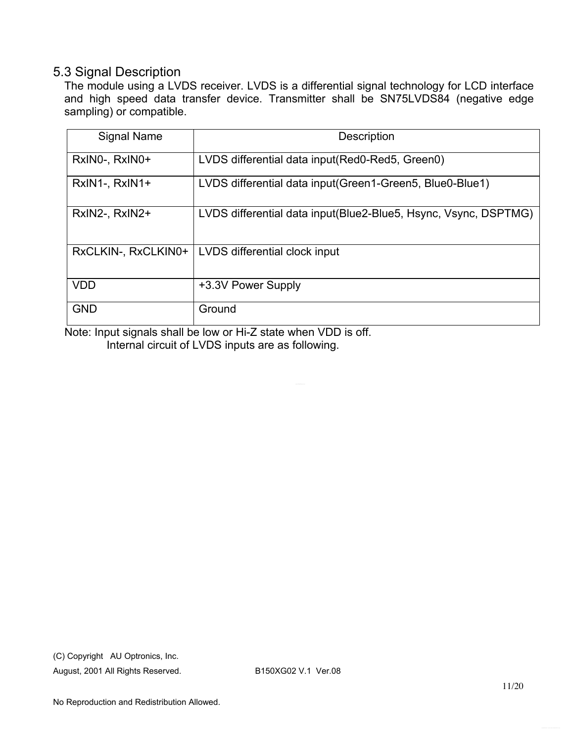## 5.3 Signal Description

The module using a LVDS receiver. LVDS is a differential signal technology for LCD interface and high speed data transfer device. Transmitter shall be SN75LVDS84 (negative edge sampling) or compatible.

| Signal Name | Description |
|---|---|
| RxIN0-, RxIN0+ | LVDS differential data input(Red0-Red5, Green0) |
| RxIN1-, RxIN1+ | LVDS differential data input(Green1-Green5, Blue0-Blue1) |
| RxIN2-, RxIN2+ | LVDS differential data input(Blue2-Blue5, Hsync, Vsync, DSPTMG) |
| RxCLKIN-, RxCLKIN0+ | LVDS differential clock input |
| VDD | +3.3V Power Supply |
| GND | Ground |

Note: Input signals shall be low or Hi-Z state when VDD is off.
Internal circuit of LVDS inputs are as following.

(C) Copyright AU Optronics, Inc.
August, 2001 All Rights Reserved. B150XG02 V.1 Ver.08

No Reproduction and Redistribution Allowed.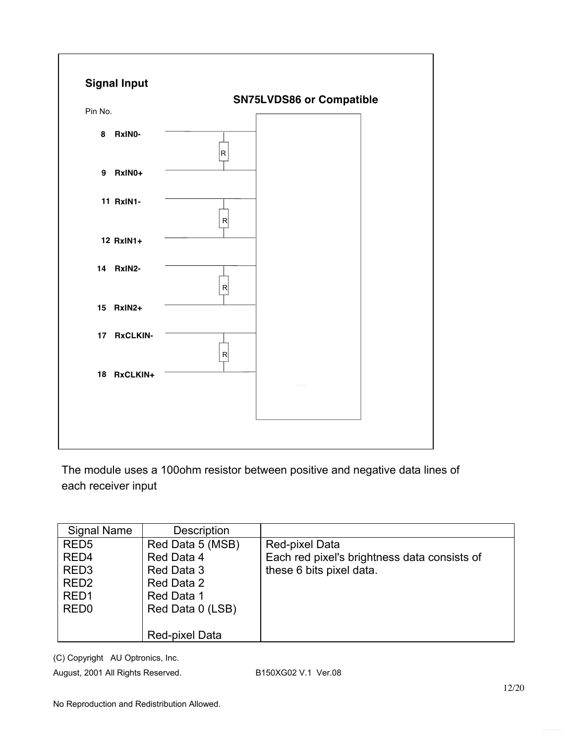**Signal Input**

Pin No.

**SN75LVDS86 or Compatible**

| Pin No. | Signal |
|---|---|
| 8 | RxIN0- |
| 9 | RxIN0+ |
| 11 | RxIN1- |
| 12 | RxIN1+ |
| 14 | RxIN2- |
| 15 | RxIN2+ |
| 17 | RxCLKIN- |
| 18 | RxCLKIN+ |

The module uses a 100ohm resistor between positive and negative data lines of each receiver input

| Signal Name | Description | |
|---|---|---|
| RED5<br>RED4<br>RED3<br>RED2<br>RED1<br>RED0 | Red Data 5 (MSB)<br>Red Data 4<br>Red Data 3<br>Red Data 2<br>Red Data 1<br>Red Data 0 (LSB)<br><br>Red-pixel Data | Red-pixel Data<br>Each red pixel's brightness data consists of these 6 bits pixel data. |

(C) Copyright AU Optronics, Inc.
August, 2001 All Rights Reserved. B150XG02 V.1 Ver.08

No Reproduction and Redistribution Allowed.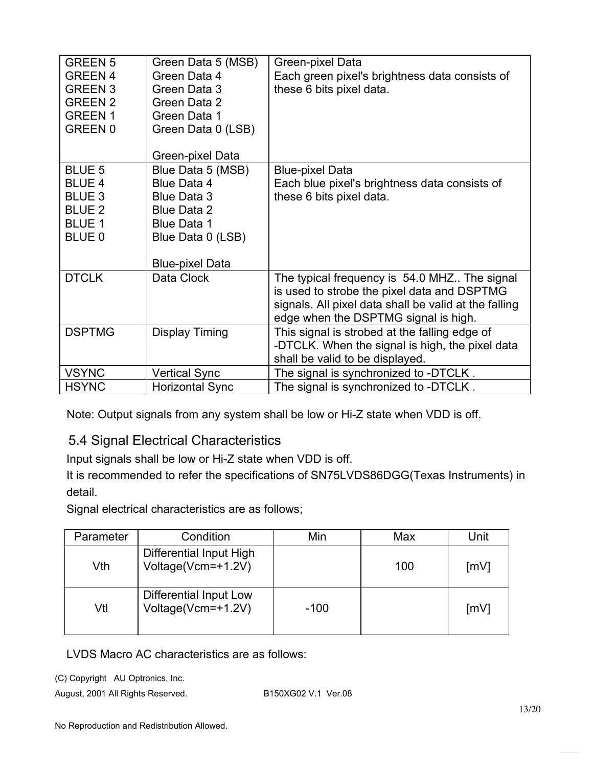| | | |
|---|---|---|
| GREEN 5<br>GREEN 4<br>GREEN 3<br>GREEN 2<br>GREEN 1<br>GREEN 0 | Green Data 5 (MSB)<br>Green Data 4<br>Green Data 3<br>Green Data 2<br>Green Data 1<br>Green Data 0 (LSB)<br><br>Green-pixel Data | Green-pixel Data<br>Each green pixel's brightness data consists of these 6 bits pixel data. |
| BLUE 5<br>BLUE 4<br>BLUE 3<br>BLUE 2<br>BLUE 1<br>BLUE 0 | Blue Data 5 (MSB)<br>Blue Data 4<br>Blue Data 3<br>Blue Data 2<br>Blue Data 1<br>Blue Data 0 (LSB)<br><br>Blue-pixel Data | Blue-pixel Data<br>Each blue pixel's brightness data consists of these 6 bits pixel data. |
| DTCLK | Data Clock | The typical frequency is 54.0 MHZ.. The signal is used to strobe the pixel data and DSPTMG signals. All pixel data shall be valid at the falling edge when the DSPTMG signal is high. |
| DSPTMG | Display Timing | This signal is strobed at the falling edge of -DTCLK. When the signal is high, the pixel data shall be valid to be displayed. |
| VSYNC | Vertical Sync | The signal is synchronized to -DTCLK . |
| HSYNC | Horizontal Sync | The signal is synchronized to -DTCLK . |

Note: Output signals from any system shall be low or Hi-Z state when VDD is off.

## 5.4 Signal Electrical Characteristics

Input signals shall be low or Hi-Z state when VDD is off.

It is recommended to refer the specifications of SN75LVDS86DGG(Texas Instruments) in detail.

Signal electrical characteristics are as follows;

| Parameter | Condition | Min | Max | Unit |
|---|---|---|---|---|
| Vth | Differential Input High Voltage(Vcm=+1.2V) | | 100 | [mV] |
| Vtl | Differential Input Low Voltage(Vcm=+1.2V) | -100 | | [mV] |

LVDS Macro AC characteristics are as follows: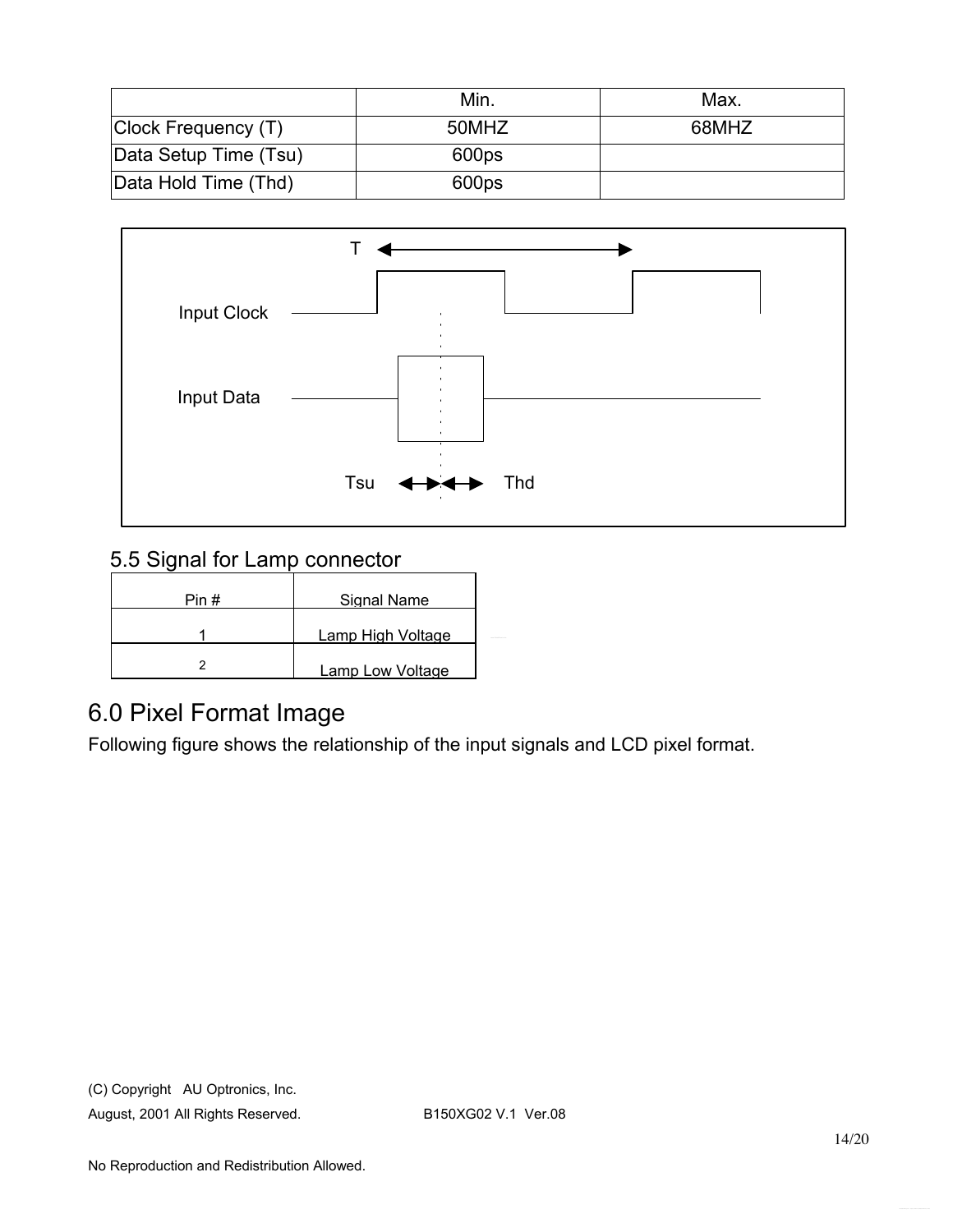|  | Min. | Max. |
|---|---|---|
| Clock Frequency (T) | 50MHZ | 68MHZ |
| Data Setup Time (Tsu) | 600ps |  |
| Data Hold Time (Thd) | 600ps |  |

T

Input Clock

Input Data

Tsu Thd

### 5.5 Signal for Lamp connector

| Pin # | Signal Name |
|---|---|
| 1 | Lamp High Voltage |
| 2 | Lamp Low Voltage |

## 6.0 Pixel Format Image

Following figure shows the relationship of the input signals and LCD pixel format.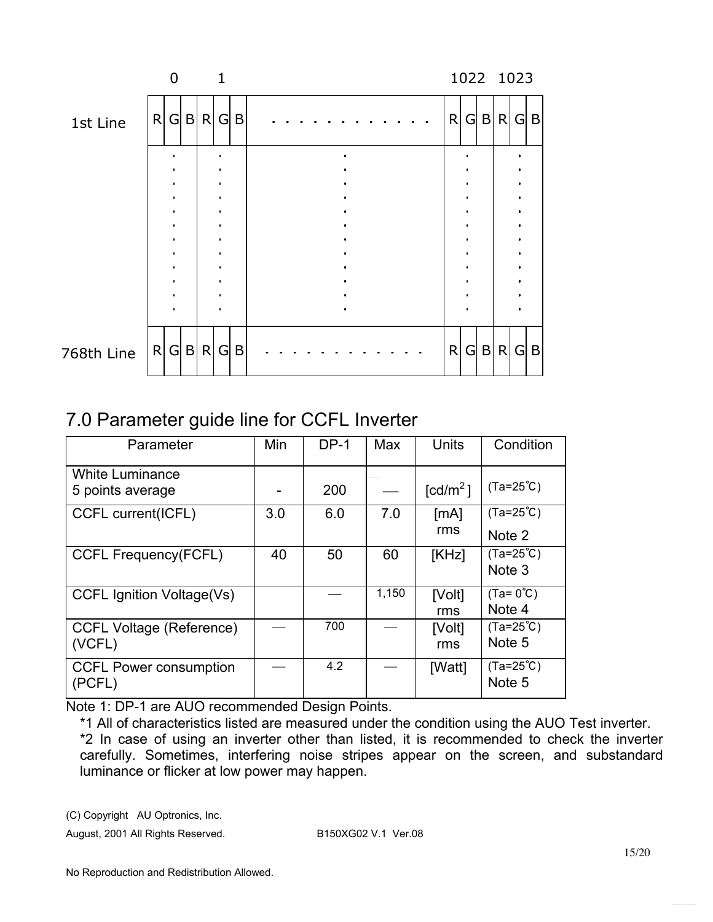| | 0 | | | 1 | | | | 1022 | | | 1023 | | |
|---|---|---|---|---|---|---|---|---|---|---|---|---|---|
| 1st Line | R | G | B | R | G | B | . . . . . . . . . . . . | R | G | B | R | G | B |
| | . | | | . | | | . | . | | | . | | |
| 768th Line | R | G | B | R | G | B | . . . . . . . . . . . . | R | G | B | R | G | B |

## 7.0 Parameter guide line for CCFL Inverter

| Parameter | Min | DP-1 | Max | Units | Condition |
|---|---|---|---|---|---|
| White Luminance 5 points average | - | 200 | — | [$cd/m^2$] | (Ta=25℃) |
| CCFL current(ICFL) | 3.0 | 6.0 | 7.0 | [mA] rms | (Ta=25℃) Note 2 |
| CCFL Frequency(FCFL) | 40 | 50 | 60 | [KHz] | (Ta=25℃) Note 3 |
| CCFL Ignition Voltage(Vs) | | — | 1,150 | [Volt] rms | (Ta= 0℃) Note 4 |
| CCFL Voltage (Reference) (VCFL) | — | 700 | — | [Volt] rms | (Ta=25℃) Note 5 |
| CCFL Power consumption (PCFL) | — | 4.2 | — | [Watt] | (Ta=25℃) Note 5 |

Note 1: DP-1 are AUO recommended Design Points.

*1 All of characteristics listed are measured under the condition using the AUO Test inverter.

*2 In case of using an inverter other than listed, it is recommended to check the inverter carefully. Sometimes, interfering noise stripes appear on the screen, and substandard luminance or flicker at low power may happen.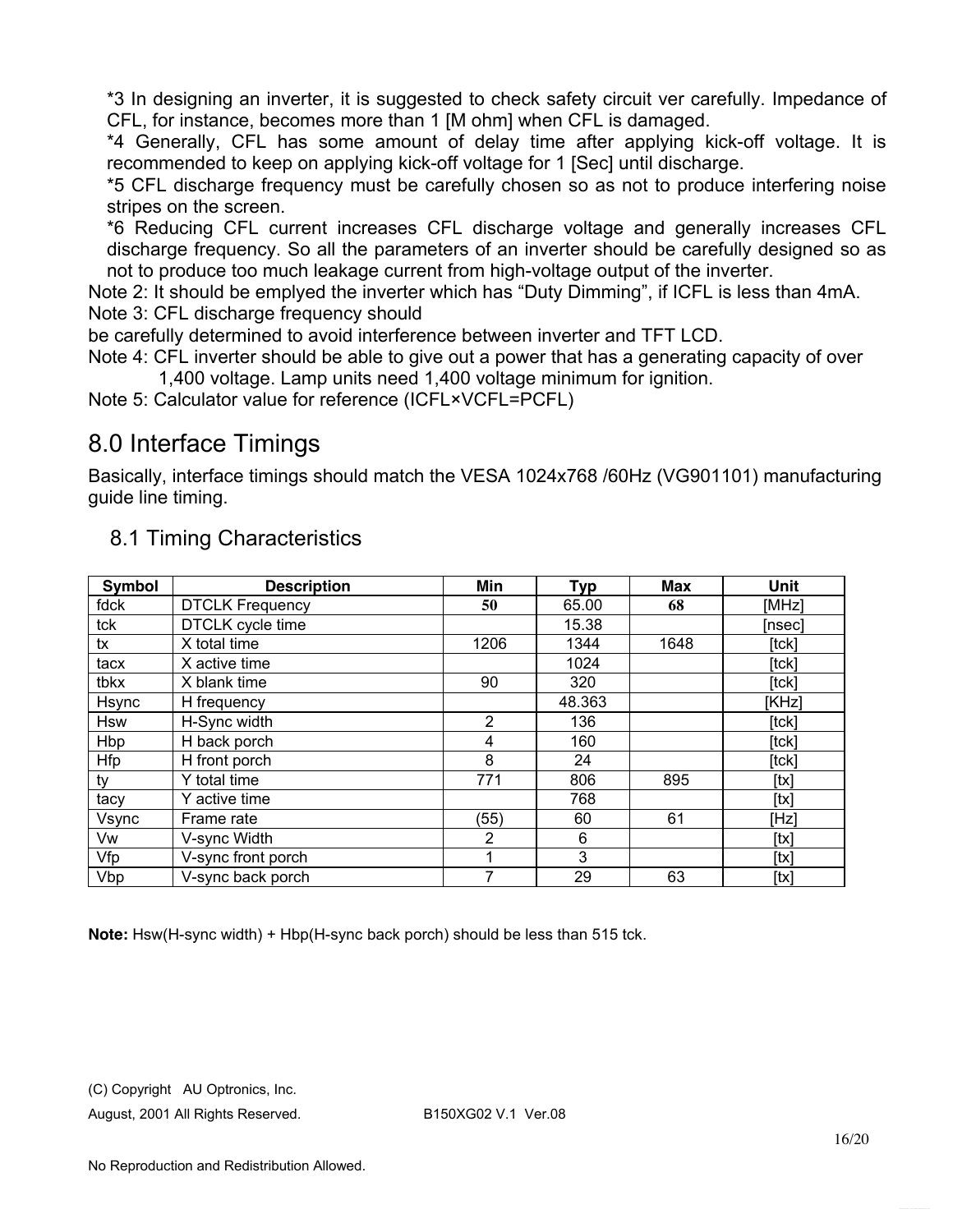*3 In designing an inverter, it is suggested to check safety circuit ver carefully. Impedance of CFL, for instance, becomes more than 1 [M ohm] when CFL is damaged.

*4 Generally, CFL has some amount of delay time after applying kick-off voltage. It is recommended to keep on applying kick-off voltage for 1 [Sec] until discharge.

*5 CFL discharge frequency must be carefully chosen so as not to produce interfering noise stripes on the screen.

*6 Reducing CFL current increases CFL discharge voltage and generally increases CFL discharge frequency. So all the parameters of an inverter should be carefully designed so as not to produce too much leakage current from high-voltage output of the inverter.

Note 2: It should be emplyed the inverter which has "Duty Dimming", if ICFL is less than 4mA.

Note 3: CFL discharge frequency should
be carefully determined to avoid interference between inverter and TFT LCD.

Note 4: CFL inverter should be able to give out a power that has a generating capacity of over 1,400 voltage. Lamp units need 1,400 voltage minimum for ignition.

Note 5: Calculator value for reference (ICFL×VCFL=PCFL)

# 8.0 Interface Timings

Basically, interface timings should match the VESA 1024x768 /60Hz (VG901101) manufacturing guide line timing.

## 8.1 Timing Characteristics

| Symbol | Description | Min | Typ | Max | Unit |
|---|---|---|---|---|---|
| fdck | DTCLK Frequency | **50** | 65.00 | **68** | [MHz] |
| tck | DTCLK cycle time | | 15.38 | | [nsec] |
| tx | X total time | 1206 | 1344 | 1648 | [tck] |
| tacx | X active time | | 1024 | | [tck] |
| tbkx | X blank time | 90 | 320 | | [tck] |
| Hsync | H frequency | | 48.363 | | [KHz] |
| Hsw | H-Sync width | 2 | 136 | | [tck] |
| Hbp | H back porch | 4 | 160 | | [tck] |
| Hfp | H front porch | 8 | 24 | | [tck] |
| ty | Y total time | 771 | 806 | 895 | [tx] |
| tacy | Y active time | | 768 | | [tx] |
| Vsync | Frame rate | (55) | 60 | 61 | [Hz] |
| Vw | V-sync Width | 2 | 6 | | [tx] |
| Vfp | V-sync front porch | 1 | 3 | | [tx] |
| Vbp | V-sync back porch | 7 | 29 | 63 | [tx] |

**Note:** Hsw(H-sync width) + Hbp(H-sync back porch) should be less than 515 tck.

(C) Copyright AU Optronics, Inc.
August, 2001 All Rights Reserved. B150XG02 V.1 Ver.08

No Reproduction and Redistribution Allowed.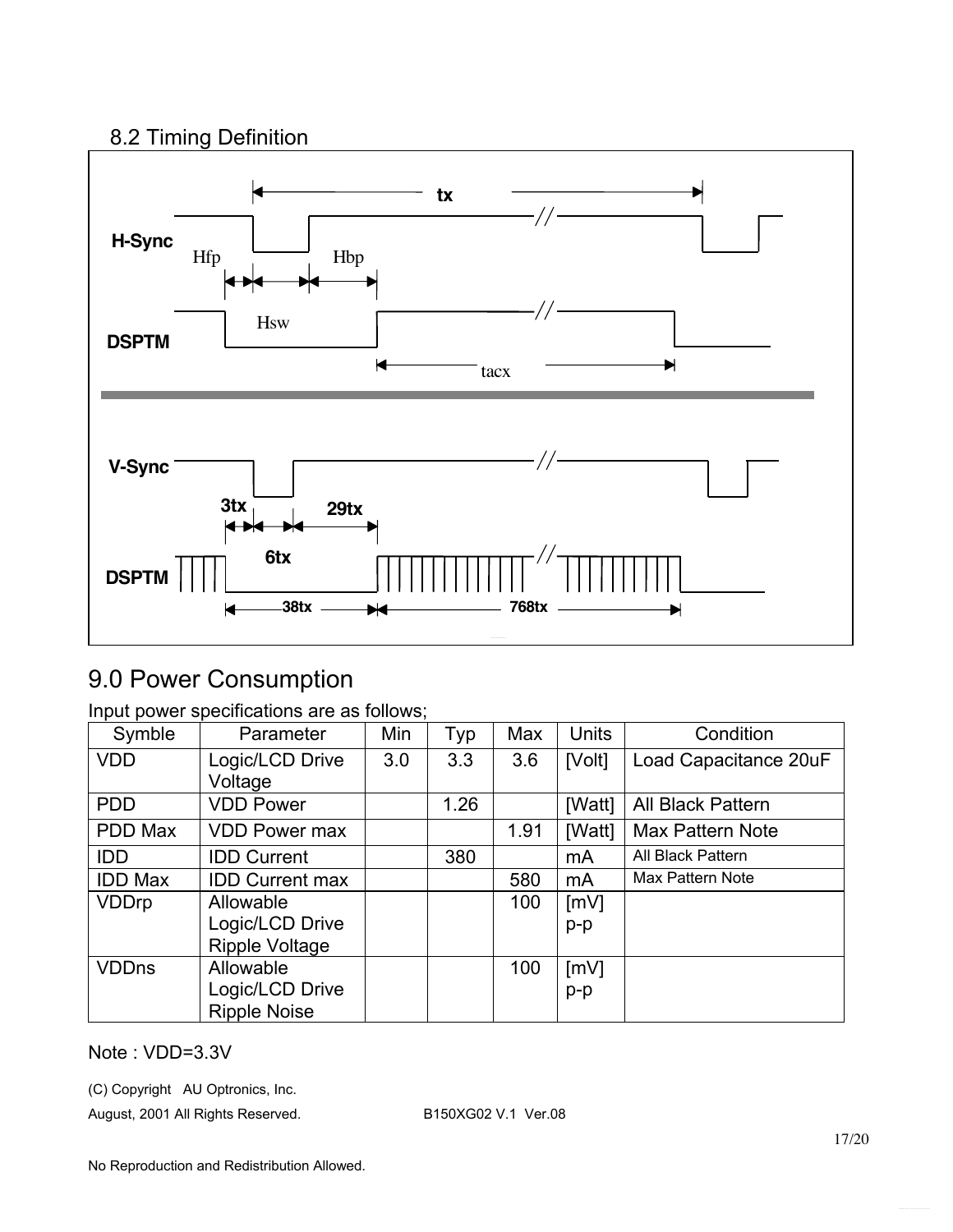## 8.2 Timing Definition

H-Sync

Hfp Hbp

Hsw

tx

DSPTM

tacx

V-Sync

3tx 29tx

6tx

DSPTM

38tx 768tx

# 9.0 Power Consumption

Input power specifications are as follows;

| Symble | Parameter | Min | Typ | Max | Units | Condition |
| --- | --- | --- | --- | --- | --- | --- |
| VDD | Logic/LCD Drive Voltage | 3.0 | 3.3 | 3.6 | [Volt] | Load Capacitance 20uF |
| PDD | VDD Power | | 1.26 | | [Watt] | All Black Pattern |
| PDD Max | VDD Power max | | | 1.91 | [Watt] | Max Pattern Note |
| IDD | IDD Current | | 380 | | mA | All Black Pattern |
| IDD Max | IDD Current max | | | 580 | mA | Max Pattern Note |
| VDDrp | Allowable Logic/LCD Drive Ripple Voltage | | | 100 | [mV] p-p | |
| VDDns | Allowable Logic/LCD Drive Ripple Noise | | | 100 | [mV] p-p | |

Note : VDD=3.3V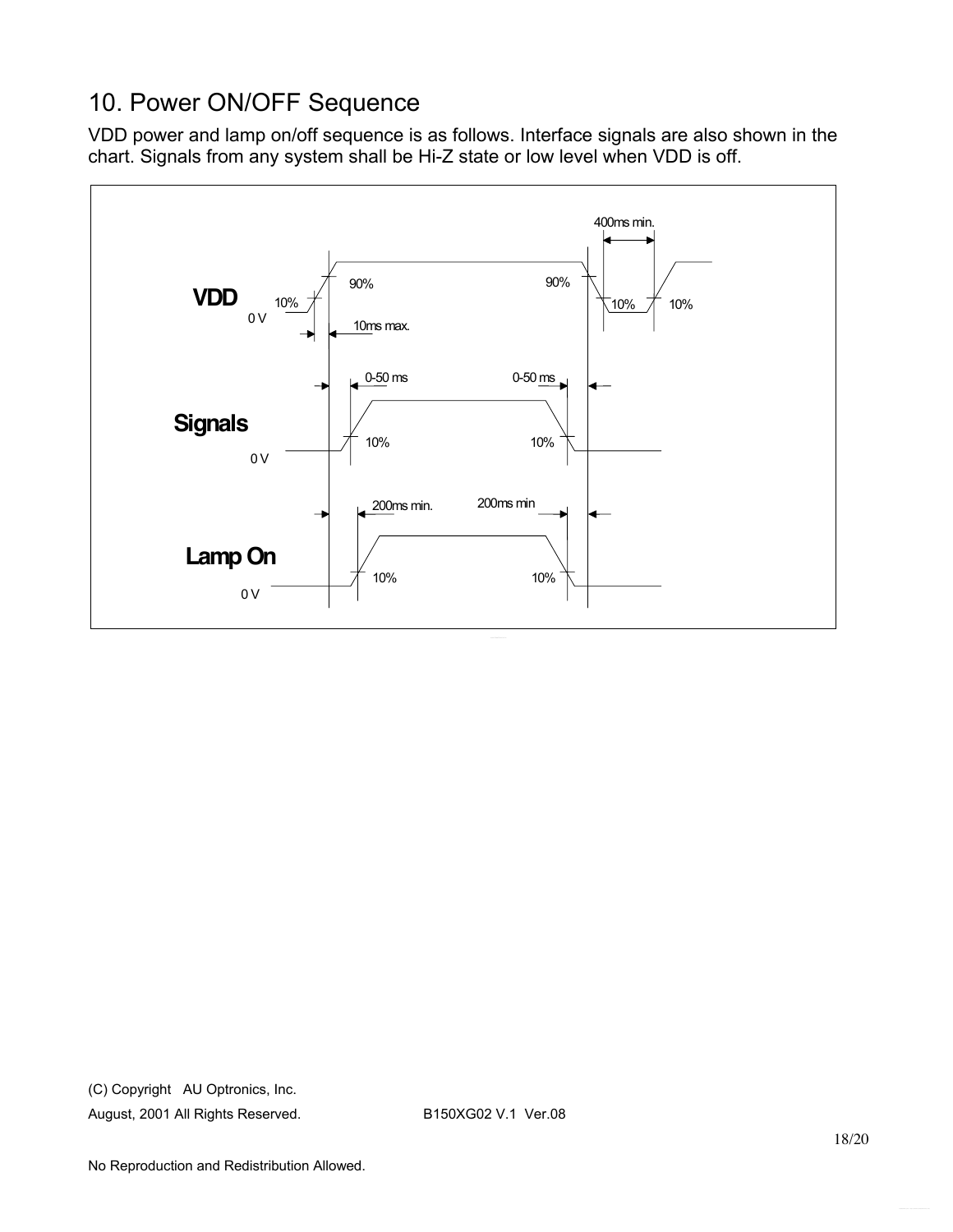## 10. Power ON/OFF Sequence

VDD power and lamp on/off sequence is as follows. Interface signals are also shown in the chart. Signals from any system shall be Hi-Z state or low level when VDD is off.

VDD: 0 V, 10%, 90%, 10ms max., 90%, 10%, 400ms min., 10%

Signals: 0 V, 0-50 ms, 10%, 0-50 ms, 10%

Lamp On: 0 V, 200ms min., 10%, 200ms min, 10%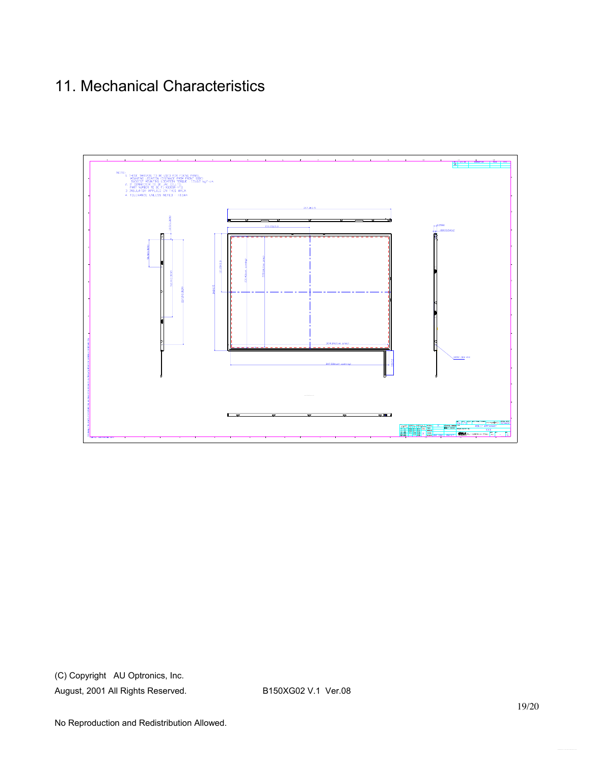# 11. Mechanical Characteristics

(C) Copyright AU Optronics, Inc.

August, 2001 All Rights Reserved. B150XG02 V.1 Ver.08

No Reproduction and Redistribution Allowed.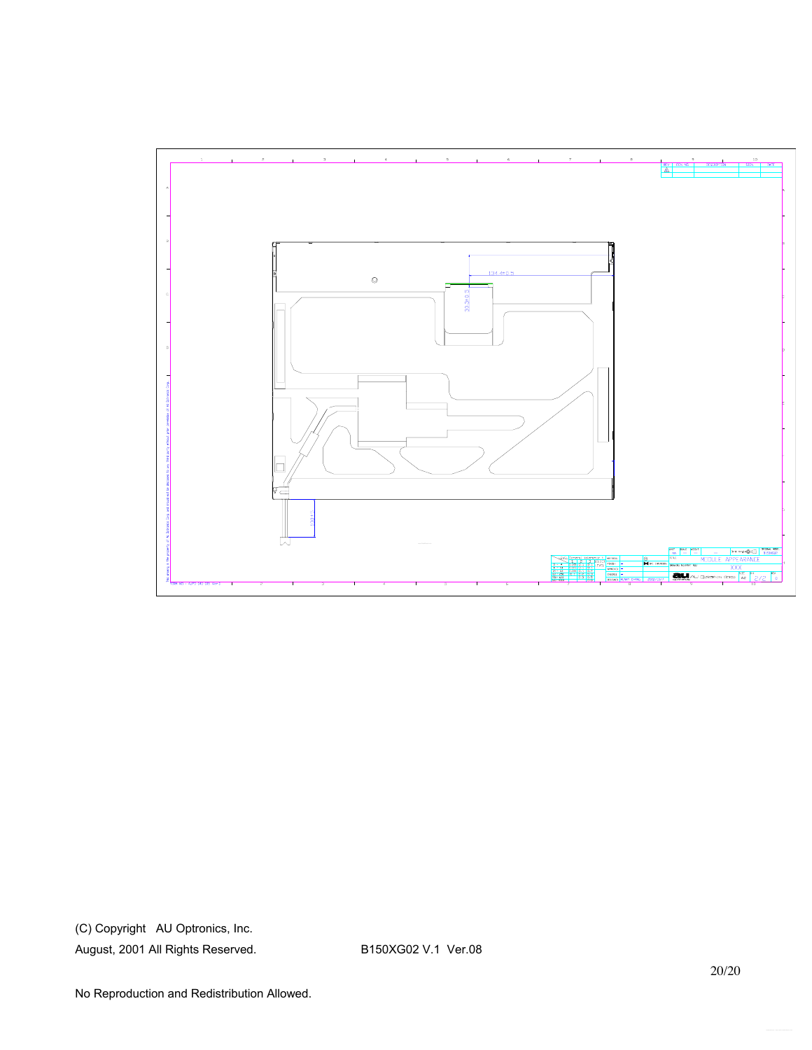134.4±0.5

30.3±0.5

10±1

MODULE APPEARANCE

XXX

(C) Copyright AU Optronics, Inc.

August, 2001 All Rights Reserved. B150XG02 V.1 Ver.08

No Reproduction and Redistribution Allowed.